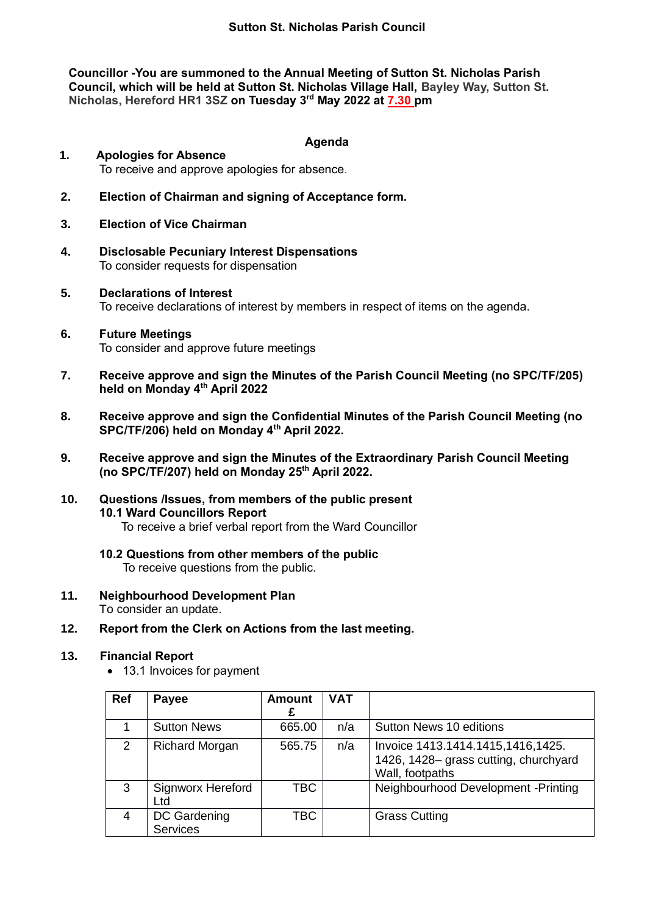# Sutton St. Nicholas Parish Council

**Councillor -You are summoned to the Annual Meeting of Sutton St. Nicholas Parish Council, which will be held at Sutton St. Nicholas Village Hall, Bayley Way, Sutton St. Nicholas, Hereford HR1 3SZ on Tuesday 3rd May 2022 at 7.30 pm**

## Agenda

1. **Apologies for Absence**
   To receive and approve apologies for absence.

2. **Election of Chairman and signing of Acceptance form.**

3. **Election of Vice Chairman**

4. **Disclosable Pecuniary Interest Dispensations**
   To consider requests for dispensation

5. **Declarations of Interest**
   To receive declarations of interest by members in respect of items on the agenda.

6. **Future Meetings**
   To consider and approve future meetings

7. **Receive approve and sign the Minutes of the Parish Council Meeting (no SPC/TF/205) held on Monday 4th April 2022**

8. **Receive approve and sign the Confidential Minutes of the Parish Council Meeting (no SPC/TF/206) held on Monday 4th April 2022.**

9. **Receive approve and sign the Minutes of the Extraordinary Parish Council Meeting (no SPC/TF/207) held on Monday 25th April 2022.**

10. **Questions /Issues, from members of the public present**
    **10.1 Ward Councillors Report**
    To receive a brief verbal report from the Ward Councillor

    **10.2 Questions from other members of the public**
    To receive questions from the public.

11. **Neighbourhood Development Plan**
    To consider an update.

12. **Report from the Clerk on Actions from the last meeting.**

13. **Financial Report**
    - 13.1 Invoices for payment

| Ref | Payee | Amount £ | VAT | |
|---|---|---|---|---|
| 1 | Sutton News | 665.00 | n/a | Sutton News 10 editions |
| 2 | Richard Morgan | 565.75 | n/a | Invoice 1413.1414.1415,1416,1425. 1426, 1428– grass cutting, churchyard Wall, footpaths |
| 3 | Signworx Hereford Ltd | TBC | | Neighbourhood Development -Printing |
| 4 | DC Gardening Services | TBC | | Grass Cutting |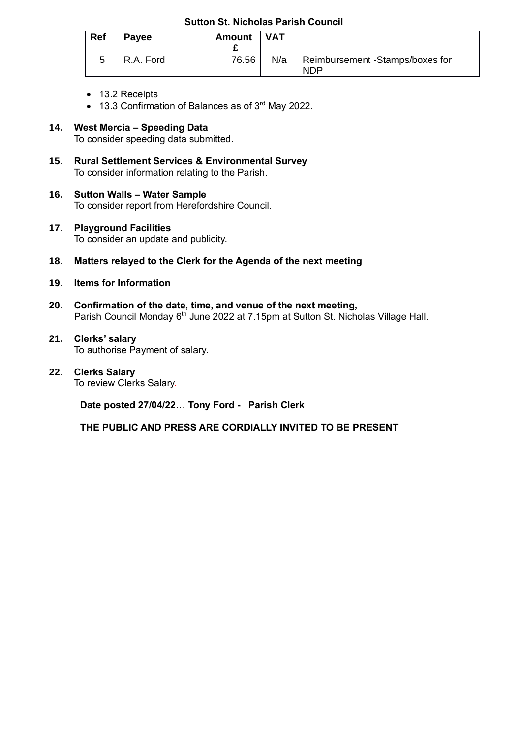**Sutton St. Nicholas Parish Council**

| Ref | Payee | Amount £ | VAT | |
|---|---|---|---|---|
| 5 | R.A. Ford | 76.56 | N/a | Reimbursement -Stamps/boxes for NDP |

- 13.2 Receipts
- 13.3 Confirmation of Balances as of 3rd May 2022.

**14. West Mercia – Speeding Data**
To consider speeding data submitted.

**15. Rural Settlement Services & Environmental Survey**
To consider information relating to the Parish.

**16. Sutton Walls – Water Sample**
To consider report from Herefordshire Council.

**17. Playground Facilities**
To consider an update and publicity.

**18. Matters relayed to the Clerk for the Agenda of the next meeting**

**19. Items for Information**

**20. Confirmation of the date, time, and venue of the next meeting,**
Parish Council Monday 6th June 2022 at 7.15pm at Sutton St. Nicholas Village Hall.

**21. Clerks' salary**
To authorise Payment of salary.

**22. Clerks Salary**
To review Clerks Salary.

**Date posted 27/04/22**… **Tony Ford - Parish Clerk**

**THE PUBLIC AND PRESS ARE CORDIALLY INVITED TO BE PRESENT**